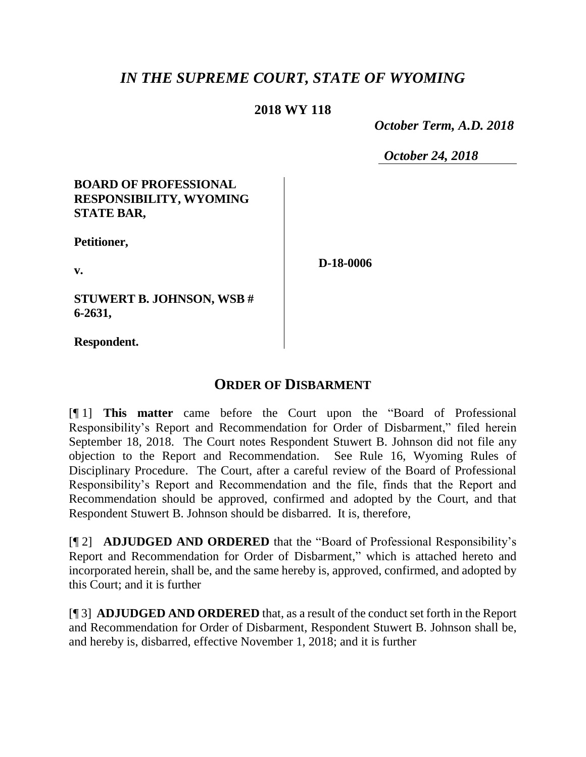# *IN THE SUPREME COURT, STATE OF WYOMING*

**2018 WY 118**

*October Term, A.D. 2018*

*October 24, 2018*

**BOARD OF PROFESSIONAL RESPONSIBILITY, WYOMING STATE BAR,**

**Petitioner,**

**v.**

**STUWERT B. JOHNSON, WSB # 6-2631,**

**Respondent.**

**D-18-0006**

## ORDER OF DISBARMENT

[¶ 1] **This matter** came before the Court upon the "Board of Professional Responsibility's Report and Recommendation for Order of Disbarment," filed herein September 18, 2018. The Court notes Respondent Stuwert B. Johnson did not file any objection to the Report and Recommendation. See Rule 16, Wyoming Rules of Disciplinary Procedure. The Court, after a careful review of the Board of Professional Responsibility's Report and Recommendation and the file, finds that the Report and Recommendation should be approved, confirmed and adopted by the Court, and that Respondent Stuwert B. Johnson should be disbarred. It is, therefore,

[¶ 2] **ADJUDGED AND ORDERED** that the "Board of Professional Responsibility's Report and Recommendation for Order of Disbarment," which is attached hereto and incorporated herein, shall be, and the same hereby is, approved, confirmed, and adopted by this Court; and it is further

[¶ 3] **ADJUDGED AND ORDERED** that, as a result of the conduct set forth in the Report and Recommendation for Order of Disbarment, Respondent Stuwert B. Johnson shall be, and hereby is, disbarred, effective November 1, 2018; and it is further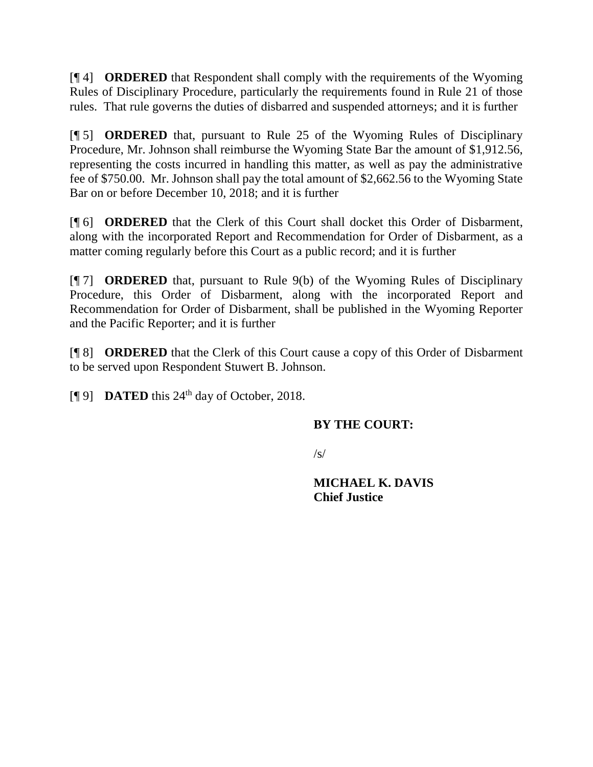[¶ 4] **ORDERED** that Respondent shall comply with the requirements of the Wyoming Rules of Disciplinary Procedure, particularly the requirements found in Rule 21 of those rules. That rule governs the duties of disbarred and suspended attorneys; and it is further

[¶ 5] **ORDERED** that, pursuant to Rule 25 of the Wyoming Rules of Disciplinary Procedure, Mr. Johnson shall reimburse the Wyoming State Bar the amount of $1,912.56, representing the costs incurred in handling this matter, as well as pay the administrative fee of $750.00. Mr. Johnson shall pay the total amount of $2,662.56 to the Wyoming State Bar on or before December 10, 2018; and it is further

[¶ 6] **ORDERED** that the Clerk of this Court shall docket this Order of Disbarment, along with the incorporated Report and Recommendation for Order of Disbarment, as a matter coming regularly before this Court as a public record; and it is further

[¶ 7] **ORDERED** that, pursuant to Rule 9(b) of the Wyoming Rules of Disciplinary Procedure, this Order of Disbarment, along with the incorporated Report and Recommendation for Order of Disbarment, shall be published in the Wyoming Reporter and the Pacific Reporter; and it is further

[¶ 8] **ORDERED** that the Clerk of this Court cause a copy of this Order of Disbarment to be served upon Respondent Stuwert B. Johnson.

[¶ 9] **DATED** this 24th day of October, 2018.

**BY THE COURT:**

/s/

**MICHAEL K. DAVIS**
**Chief Justice**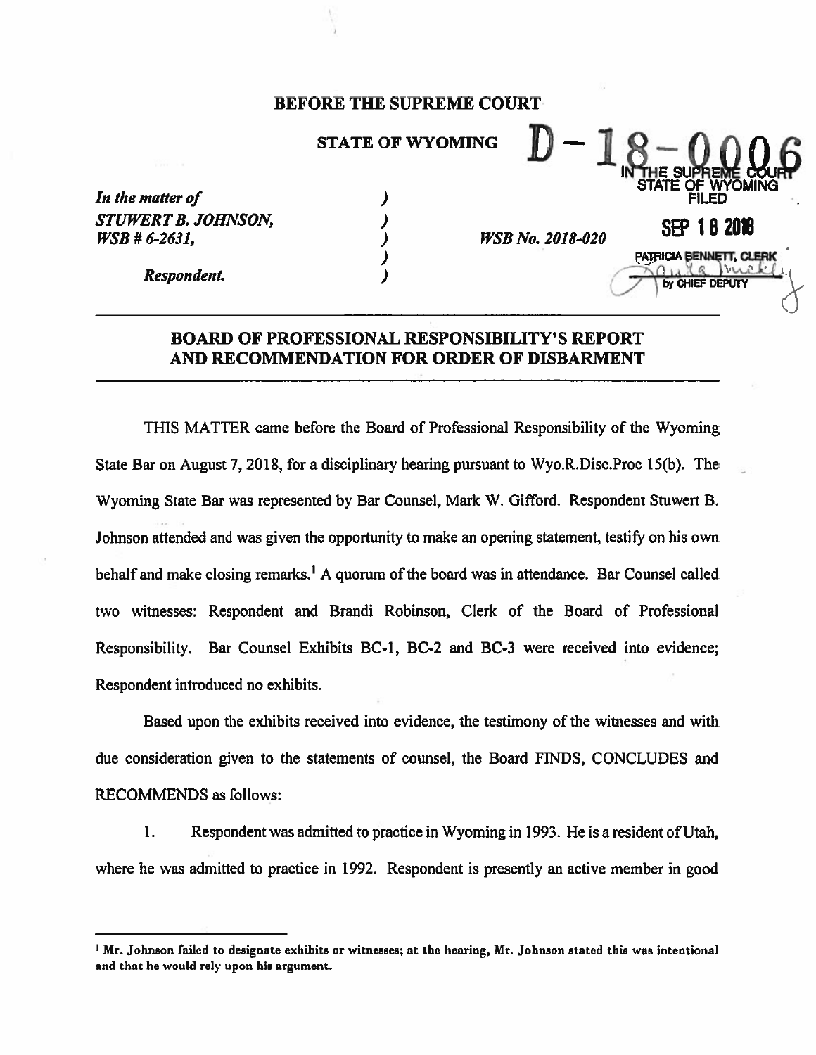**BEFORE THE SUPREME COURT**

**STATE OF WYOMING**

**D – 18 – 0006**

IN THE SUPREME COURT
STATE OF WYOMING
FILED

SEP 18 2018

PATRICIA BENNETT, CLERK
by CHIEF DEPUTY

*In the matter of*
*STUWERT B. JOHNSON,*
*WSB # 6-2631,*

*Respondent.*

*WSB No. 2018-020*

## BOARD OF PROFESSIONAL RESPONSIBILITY'S REPORT AND RECOMMENDATION FOR ORDER OF DISBARMENT

THIS MATTER came before the Board of Professional Responsibility of the Wyoming State Bar on August 7, 2018, for a disciplinary hearing pursuant to Wyo.R.Disc.Proc 15(b). The Wyoming State Bar was represented by Bar Counsel, Mark W. Gifford. Respondent Stuwert B. Johnson attended and was given the opportunity to make an opening statement, testify on his own behalf and make closing remarks.[1] A quorum of the board was in attendance. Bar Counsel called two witnesses: Respondent and Brandi Robinson, Clerk of the Board of Professional Responsibility. Bar Counsel Exhibits BC-1, BC-2 and BC-3 were received into evidence; Respondent introduced no exhibits.

Based upon the exhibits received into evidence, the testimony of the witnesses and with due consideration given to the statements of counsel, the Board FINDS, CONCLUDES and RECOMMENDS as follows:

1. Respondent was admitted to practice in Wyoming in 1993. He is a resident of Utah, where he was admitted to practice in 1992. Respondent is presently an active member in good

---

[1] **Mr. Johnson failed to designate exhibits or witnesses; at the hearing, Mr. Johnson stated this was intentional and that he would rely upon his argument.**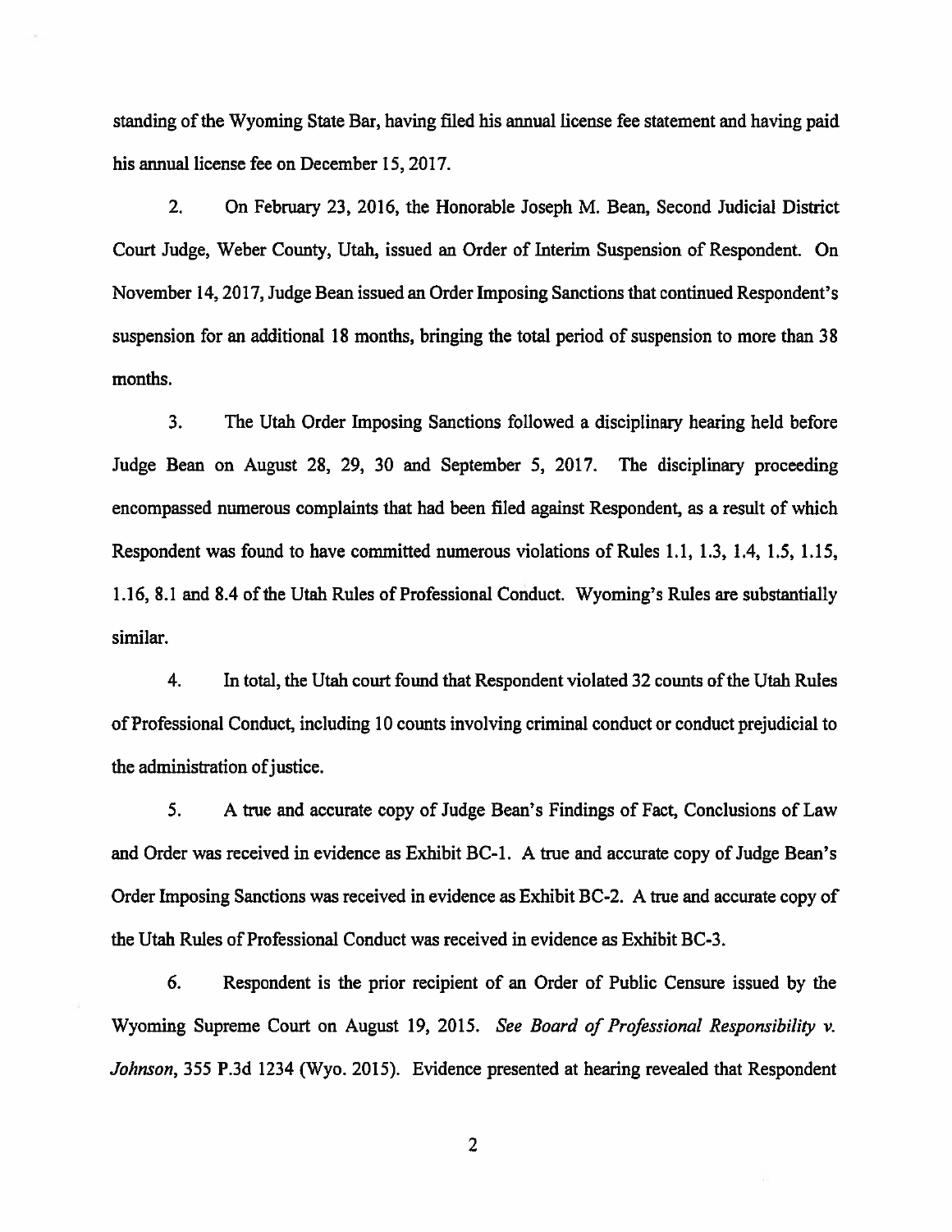standing of the Wyoming State Bar, having filed his annual license fee statement and having paid his annual license fee on December 15, 2017.

2. On February 23, 2016, the Honorable Joseph M. Bean, Second Judicial District Court Judge, Weber County, Utah, issued an Order of Interim Suspension of Respondent. On November 14, 2017, Judge Bean issued an Order Imposing Sanctions that continued Respondent's suspension for an additional 18 months, bringing the total period of suspension to more than 38 months.

3. The Utah Order Imposing Sanctions followed a disciplinary hearing held before Judge Bean on August 28, 29, 30 and September 5, 2017. The disciplinary proceeding encompassed numerous complaints that had been filed against Respondent, as a result of which Respondent was found to have committed numerous violations of Rules 1.1, 1.3, 1.4, 1.5, 1.15, 1.16, 8.1 and 8.4 of the Utah Rules of Professional Conduct. Wyoming's Rules are substantially similar.

4. In total, the Utah court found that Respondent violated 32 counts of the Utah Rules of Professional Conduct, including 10 counts involving criminal conduct or conduct prejudicial to the administration of justice.

5. A true and accurate copy of Judge Bean's Findings of Fact, Conclusions of Law and Order was received in evidence as Exhibit BC-1. A true and accurate copy of Judge Bean's Order Imposing Sanctions was received in evidence as Exhibit BC-2. A true and accurate copy of the Utah Rules of Professional Conduct was received in evidence as Exhibit BC-3.

6. Respondent is the prior recipient of an Order of Public Censure issued by the Wyoming Supreme Court on August 19, 2015. *See Board of Professional Responsibility v. Johnson*, 355 P.3d 1234 (Wyo. 2015). Evidence presented at hearing revealed that Respondent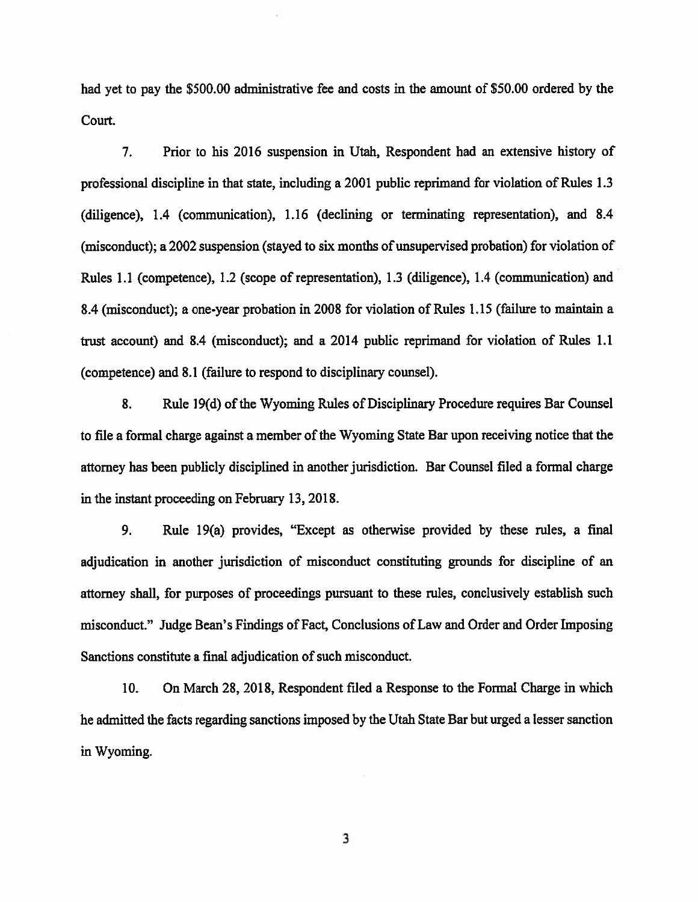had yet to pay the $500.00 administrative fee and costs in the amount of $50.00 ordered by the Court.

7. Prior to his 2016 suspension in Utah, Respondent had an extensive history of professional discipline in that state, including a 2001 public reprimand for violation of Rules 1.3 (diligence), 1.4 (communication), 1.16 (declining or terminating representation), and 8.4 (misconduct); a 2002 suspension (stayed to six months of unsupervised probation) for violation of Rules 1.1 (competence), 1.2 (scope of representation), 1.3 (diligence), 1.4 (communication) and 8.4 (misconduct); a one-year probation in 2008 for violation of Rules 1.15 (failure to maintain a trust account) and 8.4 (misconduct); and a 2014 public reprimand for violation of Rules 1.1 (competence) and 8.1 (failure to respond to disciplinary counsel).

8. Rule 19(d) of the Wyoming Rules of Disciplinary Procedure requires Bar Counsel to file a formal charge against a member of the Wyoming State Bar upon receiving notice that the attorney has been publicly disciplined in another jurisdiction. Bar Counsel filed a formal charge in the instant proceeding on February 13, 2018.

9. Rule 19(a) provides, "Except as otherwise provided by these rules, a final adjudication in another jurisdiction of misconduct constituting grounds for discipline of an attorney shall, for purposes of proceedings pursuant to these rules, conclusively establish such misconduct." Judge Bean's Findings of Fact, Conclusions of Law and Order and Order Imposing Sanctions constitute a final adjudication of such misconduct.

10. On March 28, 2018, Respondent filed a Response to the Formal Charge in which he admitted the facts regarding sanctions imposed by the Utah State Bar but urged a lesser sanction in Wyoming.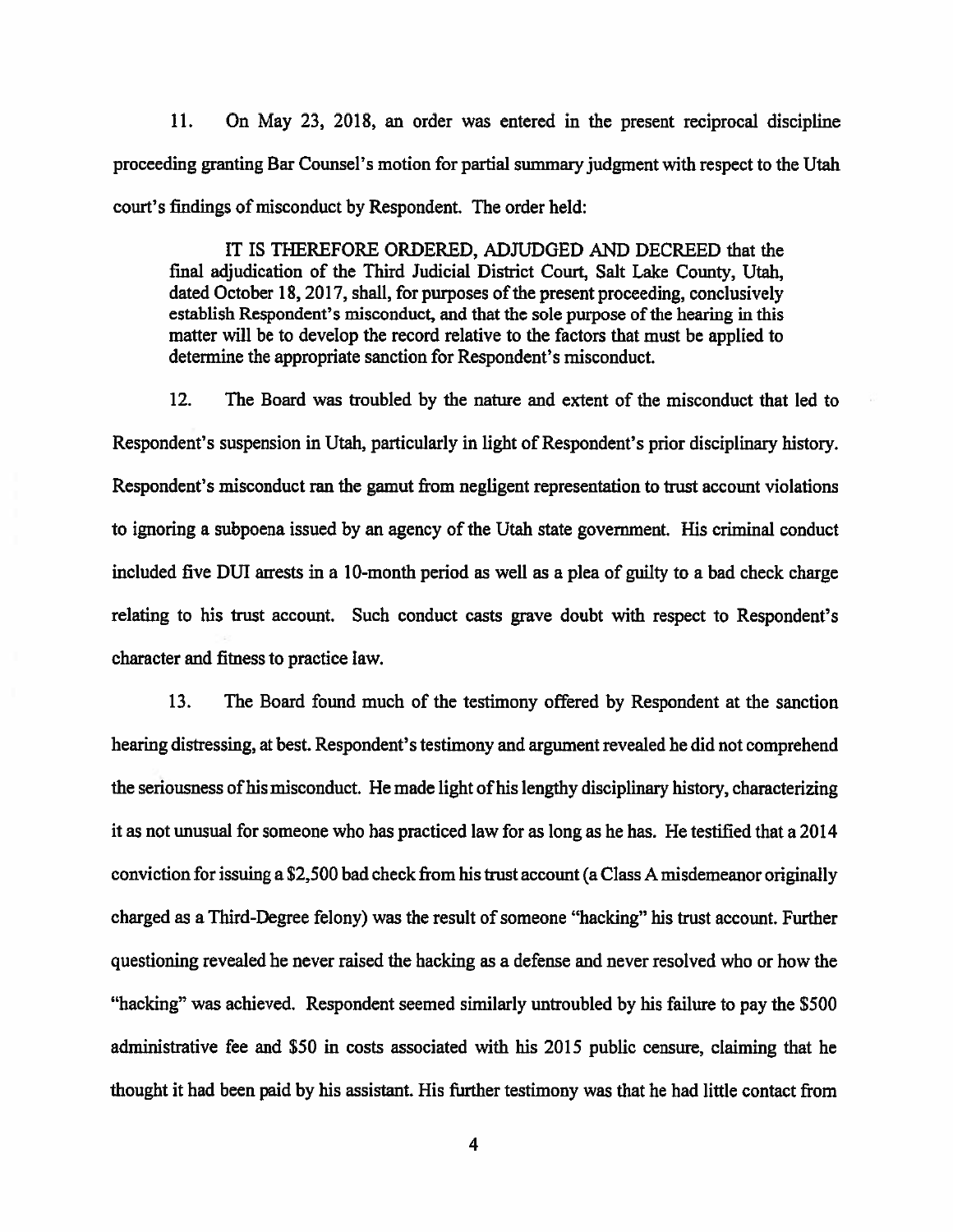11. On May 23, 2018, an order was entered in the present reciprocal discipline proceeding granting Bar Counsel's motion for partial summary judgment with respect to the Utah court's findings of misconduct by Respondent. The order held:

> IT IS THEREFORE ORDERED, ADJUDGED AND DECREED that the final adjudication of the Third Judicial District Court, Salt Lake County, Utah, dated October 18, 2017, shall, for purposes of the present proceeding, conclusively establish Respondent's misconduct, and that the sole purpose of the hearing in this matter will be to develop the record relative to the factors that must be applied to determine the appropriate sanction for Respondent's misconduct.

12. The Board was troubled by the nature and extent of the misconduct that led to Respondent's suspension in Utah, particularly in light of Respondent's prior disciplinary history. Respondent's misconduct ran the gamut from negligent representation to trust account violations to ignoring a subpoena issued by an agency of the Utah state government. His criminal conduct included five DUI arrests in a 10-month period as well as a plea of guilty to a bad check charge relating to his trust account. Such conduct casts grave doubt with respect to Respondent's character and fitness to practice law.

13. The Board found much of the testimony offered by Respondent at the sanction hearing distressing, at best. Respondent's testimony and argument revealed he did not comprehend the seriousness of his misconduct. He made light of his lengthy disciplinary history, characterizing it as not unusual for someone who has practiced law for as long as he has. He testified that a 2014 conviction for issuing a $2,500 bad check from his trust account (a Class A misdemeanor originally charged as a Third-Degree felony) was the result of someone "hacking" his trust account. Further questioning revealed he never raised the hacking as a defense and never resolved who or how the "hacking" was achieved. Respondent seemed similarly untroubled by his failure to pay the $500 administrative fee and $50 in costs associated with his 2015 public censure, claiming that he thought it had been paid by his assistant. His further testimony was that he had little contact from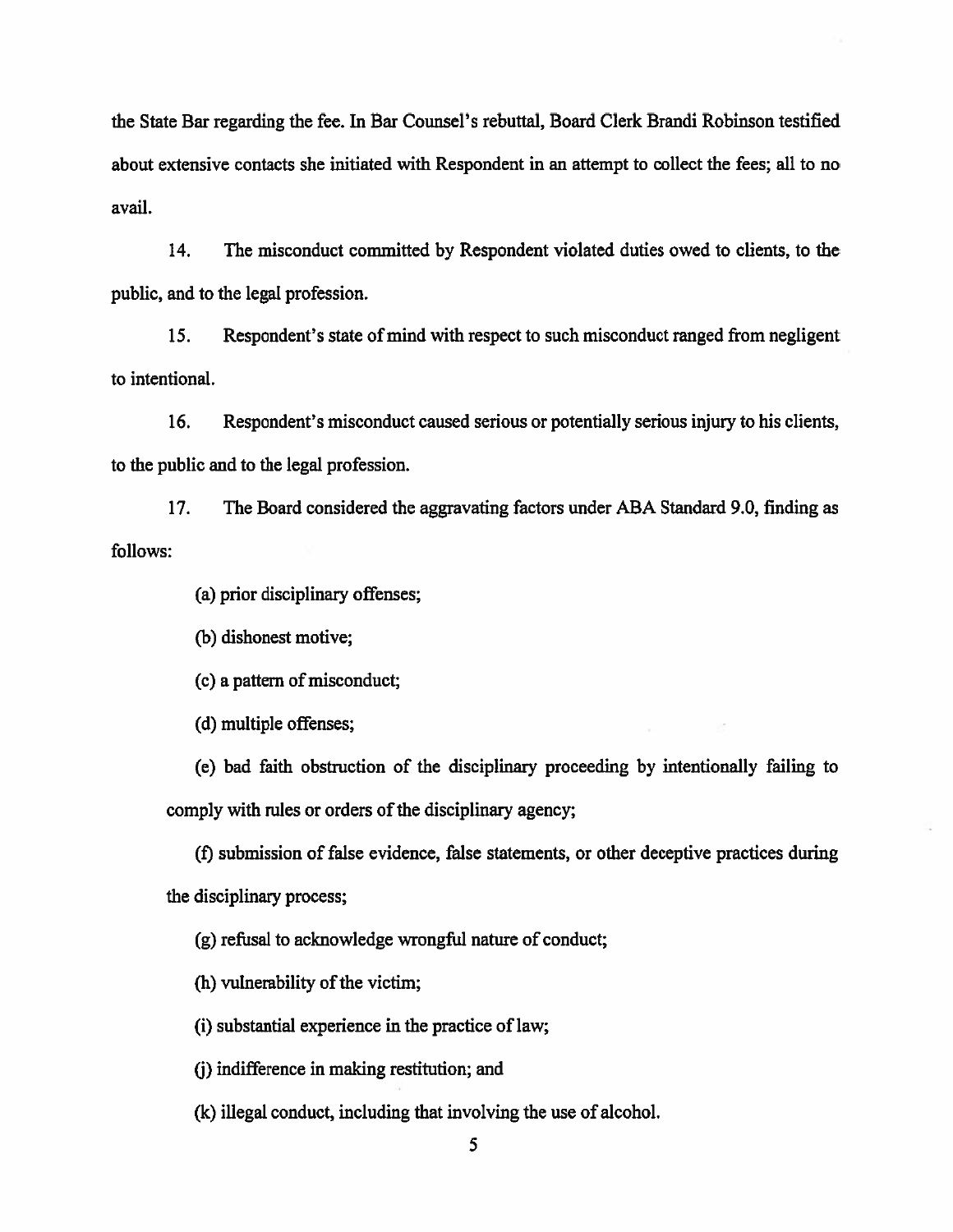the State Bar regarding the fee. In Bar Counsel's rebuttal, Board Clerk Brandi Robinson testified about extensive contacts she initiated with Respondent in an attempt to collect the fees; all to no avail.

14. The misconduct committed by Respondent violated duties owed to clients, to the public, and to the legal profession.

15. Respondent's state of mind with respect to such misconduct ranged from negligent to intentional.

16. Respondent's misconduct caused serious or potentially serious injury to his clients, to the public and to the legal profession.

17. The Board considered the aggravating factors under ABA Standard 9.0, finding as follows:

(a) prior disciplinary offenses;

(b) dishonest motive;

(c) a pattern of misconduct;

(d) multiple offenses;

(e) bad faith obstruction of the disciplinary proceeding by intentionally failing to comply with rules or orders of the disciplinary agency;

(f) submission of false evidence, false statements, or other deceptive practices during the disciplinary process;

(g) refusal to acknowledge wrongful nature of conduct;

(h) vulnerability of the victim;

(i) substantial experience in the practice of law;

(j) indifference in making restitution; and

(k) illegal conduct, including that involving the use of alcohol.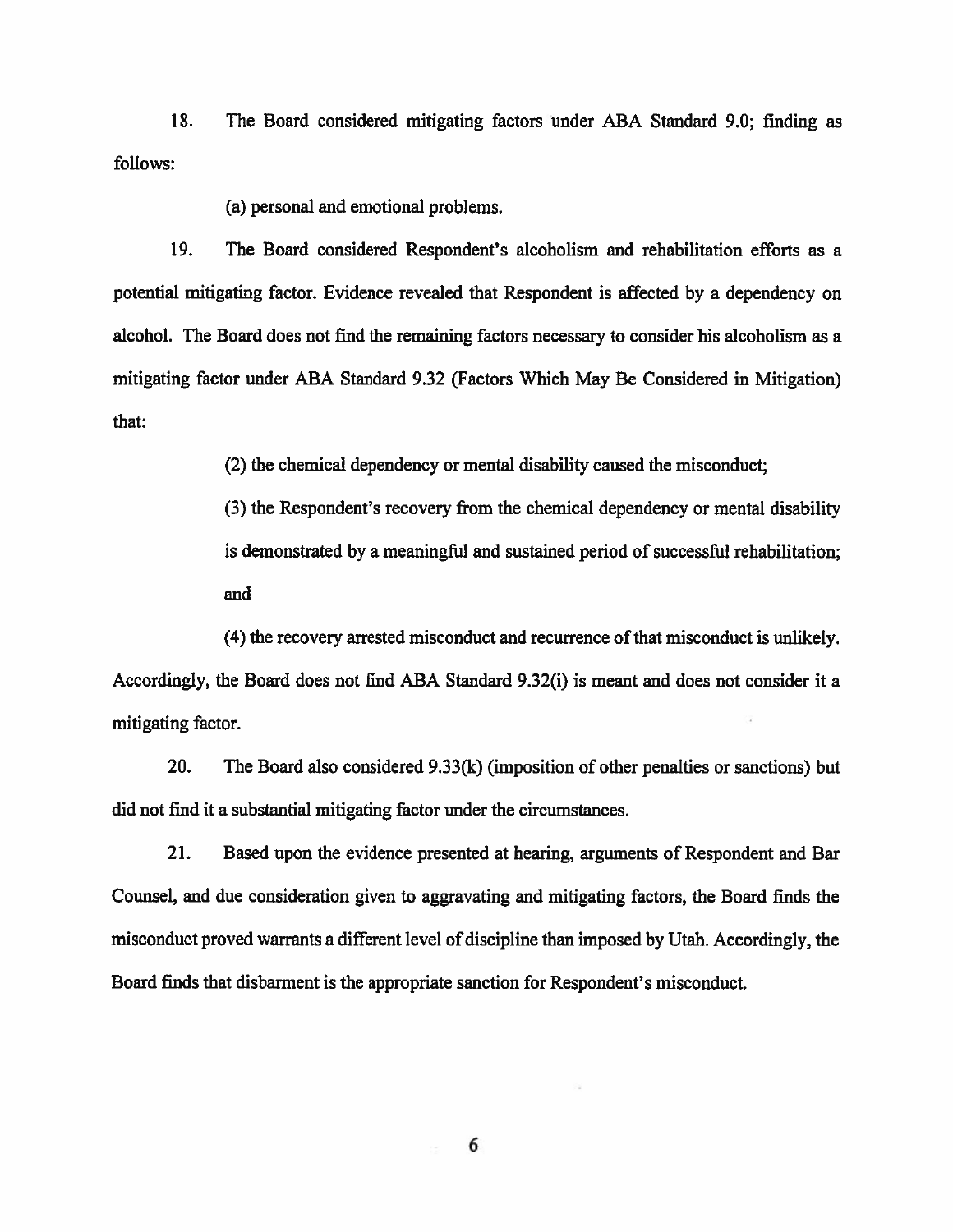18. The Board considered mitigating factors under ABA Standard 9.0; finding as follows:

(a) personal and emotional problems.

19. The Board considered Respondent's alcoholism and rehabilitation efforts as a potential mitigating factor. Evidence revealed that Respondent is affected by a dependency on alcohol. The Board does not find the remaining factors necessary to consider his alcoholism as a mitigating factor under ABA Standard 9.32 (Factors Which May Be Considered in Mitigation) that:

(2) the chemical dependency or mental disability caused the misconduct;

(3) the Respondent's recovery from the chemical dependency or mental disability is demonstrated by a meaningful and sustained period of successful rehabilitation; and

(4) the recovery arrested misconduct and recurrence of that misconduct is unlikely.

Accordingly, the Board does not find ABA Standard 9.32(i) is meant and does not consider it a mitigating factor.

20. The Board also considered 9.33(k) (imposition of other penalties or sanctions) but did not find it a substantial mitigating factor under the circumstances.

21. Based upon the evidence presented at hearing, arguments of Respondent and Bar Counsel, and due consideration given to aggravating and mitigating factors, the Board finds the misconduct proved warrants a different level of discipline than imposed by Utah. Accordingly, the Board finds that disbarment is the appropriate sanction for Respondent's misconduct.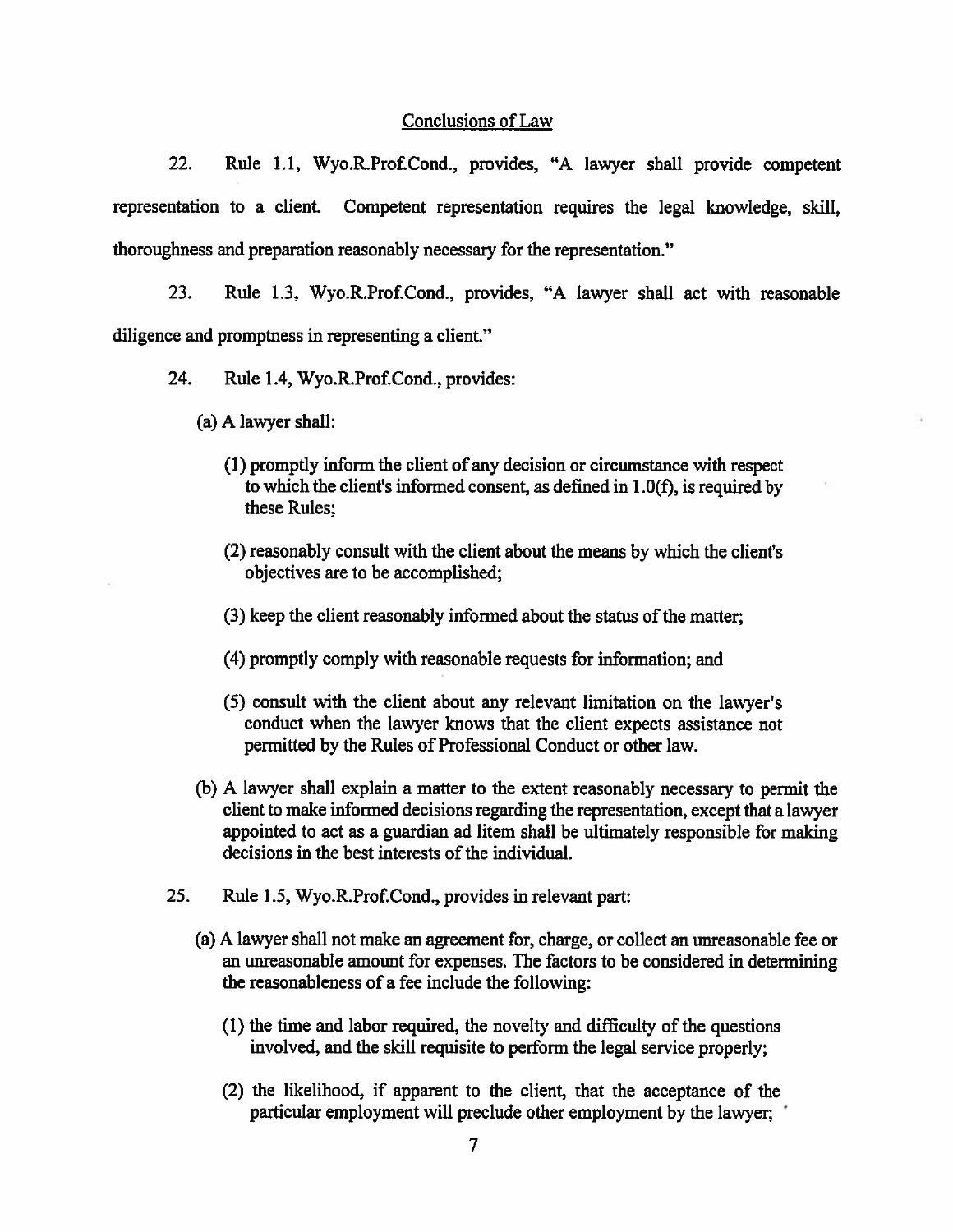## Conclusions of Law

22. Rule 1.1, Wyo.R.Prof.Cond., provides, "A lawyer shall provide competent representation to a client. Competent representation requires the legal knowledge, skill, thoroughness and preparation reasonably necessary for the representation."

23. Rule 1.3, Wyo.R.Prof.Cond., provides, "A lawyer shall act with reasonable diligence and promptness in representing a client."

24. Rule 1.4, Wyo.R.Prof.Cond., provides:

(a) A lawyer shall:

(1) promptly inform the client of any decision or circumstance with respect to which the client's informed consent, as defined in 1.0(f), is required by these Rules;

(2) reasonably consult with the client about the means by which the client's objectives are to be accomplished;

(3) keep the client reasonably informed about the status of the matter;

(4) promptly comply with reasonable requests for information; and

(5) consult with the client about any relevant limitation on the lawyer's conduct when the lawyer knows that the client expects assistance not permitted by the Rules of Professional Conduct or other law.

(b) A lawyer shall explain a matter to the extent reasonably necessary to permit the client to make informed decisions regarding the representation, except that a lawyer appointed to act as a guardian ad litem shall be ultimately responsible for making decisions in the best interests of the individual.

25. Rule 1.5, Wyo.R.Prof.Cond., provides in relevant part:

(a) A lawyer shall not make an agreement for, charge, or collect an unreasonable fee or an unreasonable amount for expenses. The factors to be considered in determining the reasonableness of a fee include the following:

(1) the time and labor required, the novelty and difficulty of the questions involved, and the skill requisite to perform the legal service properly;

(2) the likelihood, if apparent to the client, that the acceptance of the particular employment will preclude other employment by the lawyer;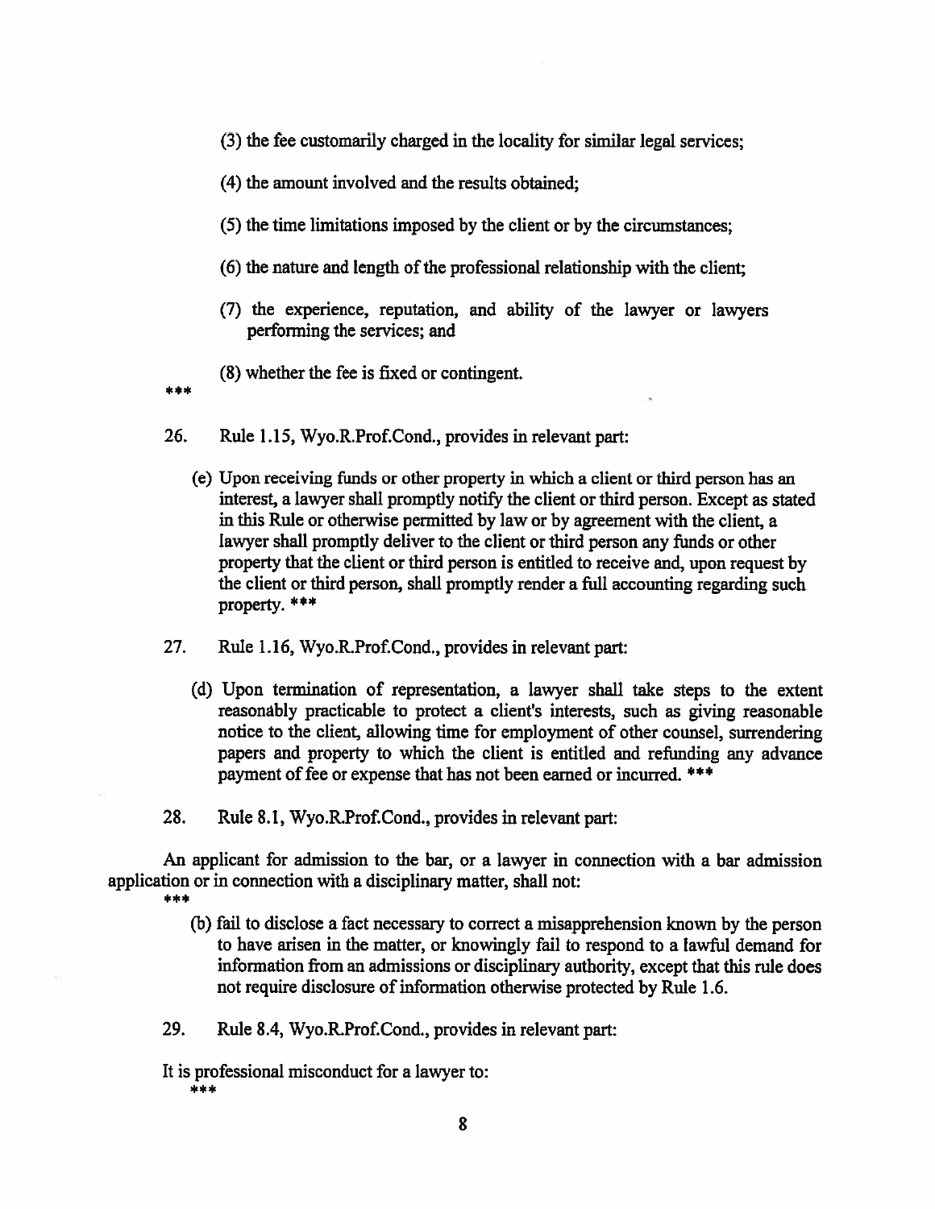(3) the fee customarily charged in the locality for similar legal services;

(4) the amount involved and the results obtained;

(5) the time limitations imposed by the client or by the circumstances;

(6) the nature and length of the professional relationship with the client;

(7) the experience, reputation, and ability of the lawyer or lawyers performing the services; and

(8) whether the fee is fixed or contingent.

***

26. Rule 1.15, Wyo.R.Prof.Cond., provides in relevant part:

(e) Upon receiving funds or other property in which a client or third person has an interest, a lawyer shall promptly notify the client or third person. Except as stated in this Rule or otherwise permitted by law or by agreement with the client, a lawyer shall promptly deliver to the client or third person any funds or other property that the client or third person is entitled to receive and, upon request by the client or third person, shall promptly render a full accounting regarding such property. ***

27. Rule 1.16, Wyo.R.Prof.Cond., provides in relevant part:

(d) Upon termination of representation, a lawyer shall take steps to the extent reasonably practicable to protect a client's interests, such as giving reasonable notice to the client, allowing time for employment of other counsel, surrendering papers and property to which the client is entitled and refunding any advance payment of fee or expense that has not been earned or incurred. ***

28. Rule 8.1, Wyo.R.Prof.Cond., provides in relevant part:

An applicant for admission to the bar, or a lawyer in connection with a bar admission application or in connection with a disciplinary matter, shall not:

***

(b) fail to disclose a fact necessary to correct a misapprehension known by the person to have arisen in the matter, or knowingly fail to respond to a lawful demand for information from an admissions or disciplinary authority, except that this rule does not require disclosure of information otherwise protected by Rule 1.6.

29. Rule 8.4, Wyo.R.Prof.Cond., provides in relevant part:

It is professional misconduct for a lawyer to:

***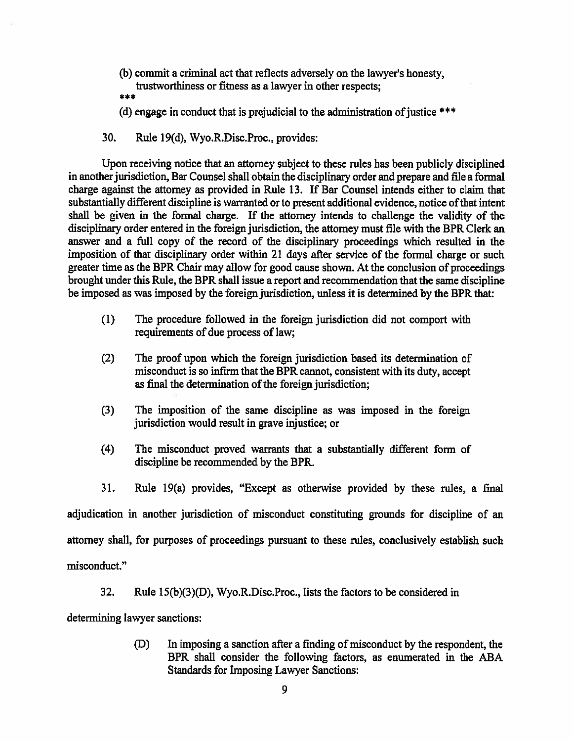(b) commit a criminal act that reflects adversely on the lawyer's honesty, trustworthiness or fitness as a lawyer in other respects;

***

(d) engage in conduct that is prejudicial to the administration of justice ***

30. Rule 19(d), Wyo.R.Disc.Proc., provides:

Upon receiving notice that an attorney subject to these rules has been publicly disciplined in another jurisdiction, Bar Counsel shall obtain the disciplinary order and prepare and file a formal charge against the attorney as provided in Rule 13. If Bar Counsel intends either to claim that substantially different discipline is warranted or to present additional evidence, notice of that intent shall be given in the formal charge. If the attorney intends to challenge the validity of the disciplinary order entered in the foreign jurisdiction, the attorney must file with the BPR Clerk an answer and a full copy of the record of the disciplinary proceedings which resulted in the imposition of that disciplinary order within 21 days after service of the formal charge or such greater time as the BPR Chair may allow for good cause shown. At the conclusion of proceedings brought under this Rule, the BPR shall issue a report and recommendation that the same discipline be imposed as was imposed by the foreign jurisdiction, unless it is determined by the BPR that:

(1) The procedure followed in the foreign jurisdiction did not comport with requirements of due process of law;

(2) The proof upon which the foreign jurisdiction based its determination of misconduct is so infirm that the BPR cannot, consistent with its duty, accept as final the determination of the foreign jurisdiction;

(3) The imposition of the same discipline as was imposed in the foreign jurisdiction would result in grave injustice; or

(4) The misconduct proved warrants that a substantially different form of discipline be recommended by the BPR.

31. Rule 19(a) provides, "Except as otherwise provided by these rules, a final adjudication in another jurisdiction of misconduct constituting grounds for discipline of an attorney shall, for purposes of proceedings pursuant to these rules, conclusively establish such misconduct."

32. Rule 15(b)(3)(D), Wyo.R.Disc.Proc., lists the factors to be considered in determining lawyer sanctions:

(D) In imposing a sanction after a finding of misconduct by the respondent, the BPR shall consider the following factors, as enumerated in the ABA Standards for Imposing Lawyer Sanctions: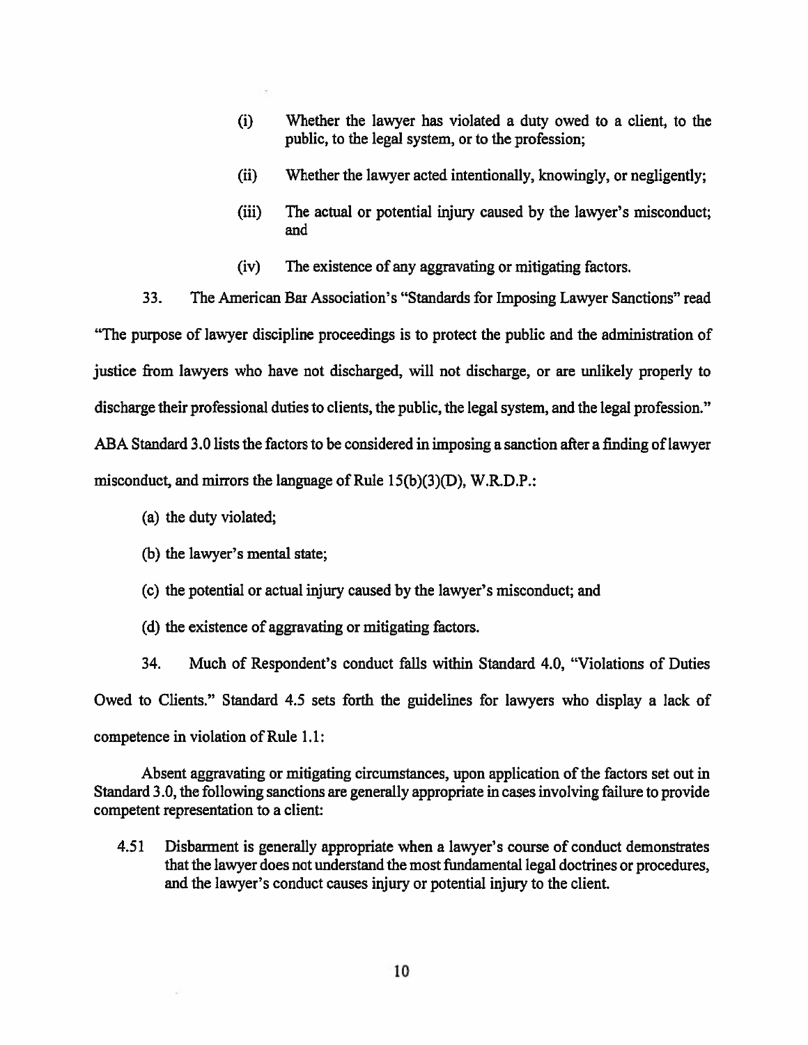(i) Whether the lawyer has violated a duty owed to a client, to the public, to the legal system, or to the profession;

(ii) Whether the lawyer acted intentionally, knowingly, or negligently;

(iii) The actual or potential injury caused by the lawyer's misconduct; and

(iv) The existence of any aggravating or mitigating factors.

33. The American Bar Association's "Standards for Imposing Lawyer Sanctions" read "The purpose of lawyer discipline proceedings is to protect the public and the administration of justice from lawyers who have not discharged, will not discharge, or are unlikely properly to discharge their professional duties to clients, the public, the legal system, and the legal profession." ABA Standard 3.0 lists the factors to be considered in imposing a sanction after a finding of lawyer misconduct, and mirrors the language of Rule 15(b)(3)(D), W.R.D.P.:

(a) the duty violated;

(b) the lawyer's mental state;

(c) the potential or actual injury caused by the lawyer's misconduct; and

(d) the existence of aggravating or mitigating factors.

34. Much of Respondent's conduct falls within Standard 4.0, "Violations of Duties Owed to Clients." Standard 4.5 sets forth the guidelines for lawyers who display a lack of competence in violation of Rule 1.1:

Absent aggravating or mitigating circumstances, upon application of the factors set out in Standard 3.0, the following sanctions are generally appropriate in cases involving failure to provide competent representation to a client:

4.51 Disbarment is generally appropriate when a lawyer's course of conduct demonstrates that the lawyer does not understand the most fundamental legal doctrines or procedures, and the lawyer's conduct causes injury or potential injury to the client.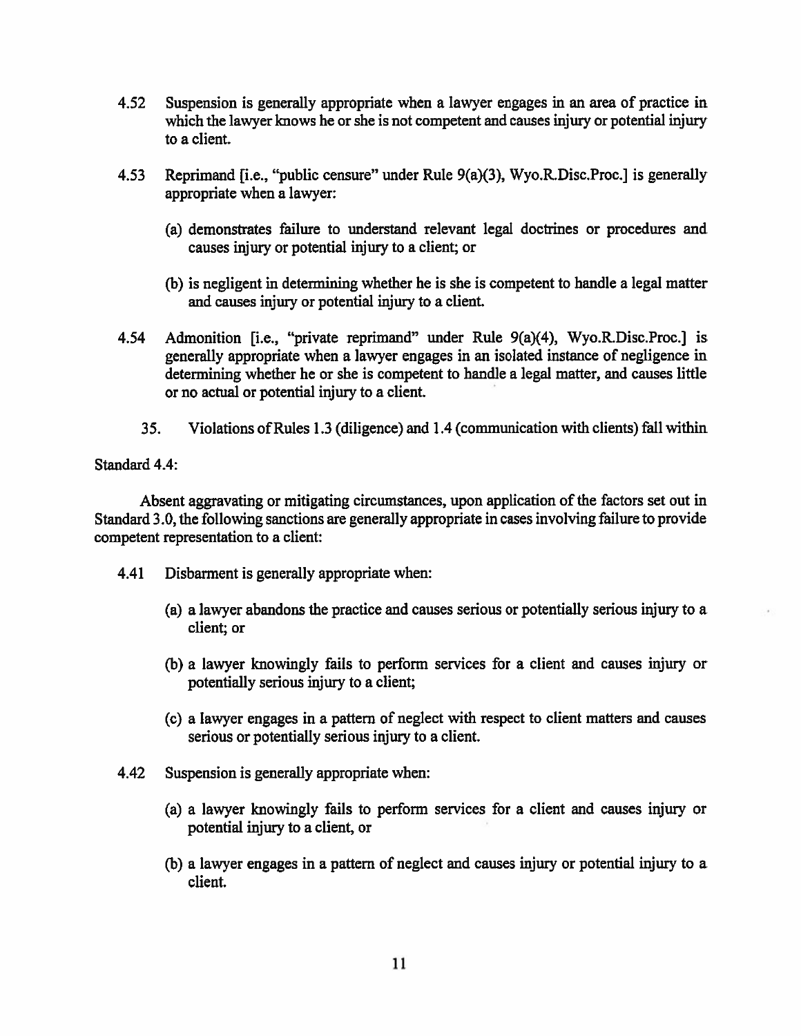4.52 Suspension is generally appropriate when a lawyer engages in an area of practice in which the lawyer knows he or she is not competent and causes injury or potential injury to a client.

4.53 Reprimand [i.e., "public censure" under Rule 9(a)(3), Wyo.R.Disc.Proc.] is generally appropriate when a lawyer:

(a) demonstrates failure to understand relevant legal doctrines or procedures and causes injury or potential injury to a client; or

(b) is negligent in determining whether he is she is competent to handle a legal matter and causes injury or potential injury to a client.

4.54 Admonition [i.e., "private reprimand" under Rule 9(a)(4), Wyo.R.Disc.Proc.] is generally appropriate when a lawyer engages in an isolated instance of negligence in determining whether he or she is competent to handle a legal matter, and causes little or no actual or potential injury to a client.

35. Violations of Rules 1.3 (diligence) and 1.4 (communication with clients) fall within Standard 4.4:

Absent aggravating or mitigating circumstances, upon application of the factors set out in Standard 3.0, the following sanctions are generally appropriate in cases involving failure to provide competent representation to a client:

4.41 Disbarment is generally appropriate when:

(a) a lawyer abandons the practice and causes serious or potentially serious injury to a client; or

(b) a lawyer knowingly fails to perform services for a client and causes injury or potentially serious injury to a client;

(c) a lawyer engages in a pattern of neglect with respect to client matters and causes serious or potentially serious injury to a client.

4.42 Suspension is generally appropriate when:

(a) a lawyer knowingly fails to perform services for a client and causes injury or potential injury to a client, or

(b) a lawyer engages in a pattern of neglect and causes injury or potential injury to a client.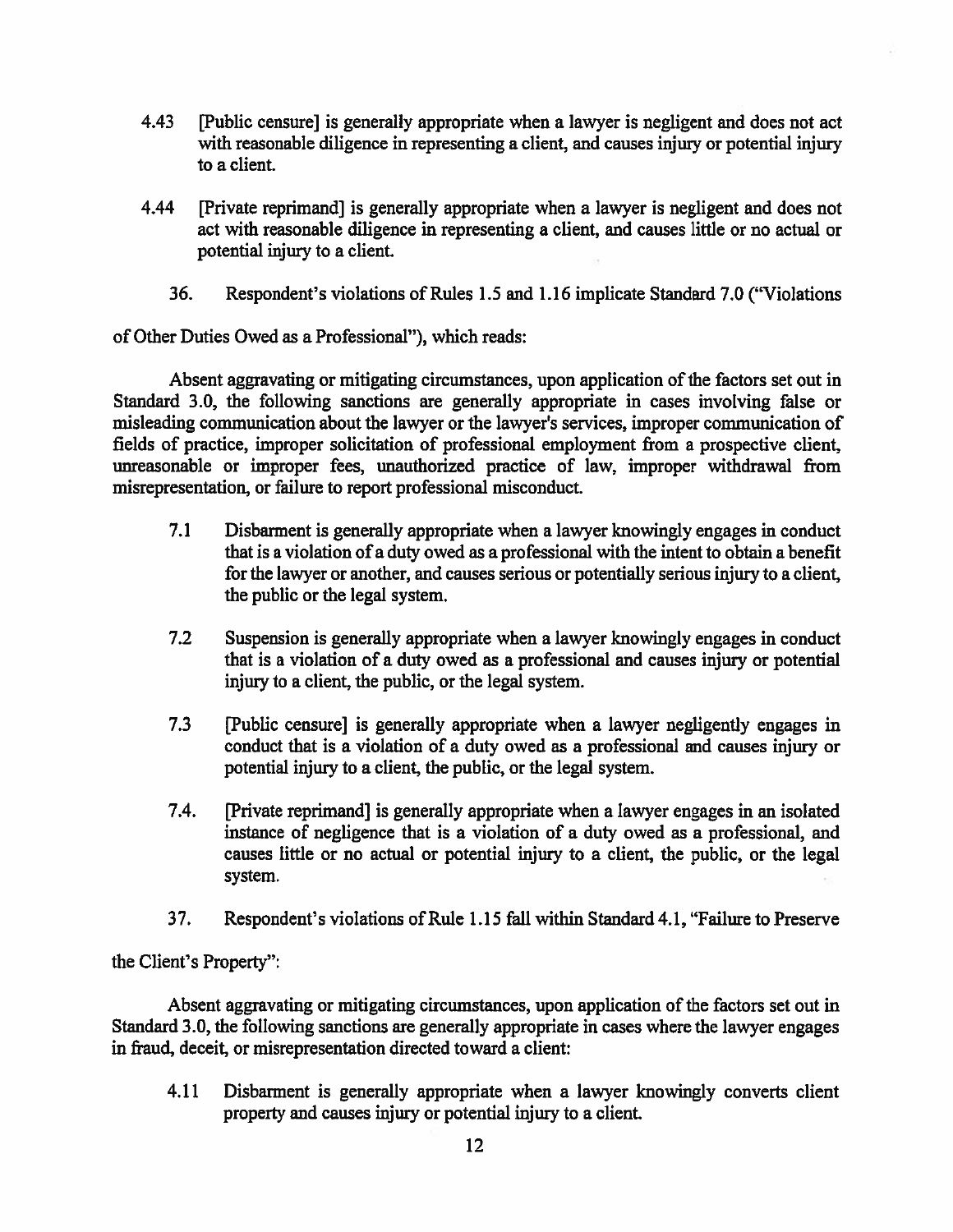4.43 [Public censure] is generally appropriate when a lawyer is negligent and does not act with reasonable diligence in representing a client, and causes injury or potential injury to a client.

4.44 [Private reprimand] is generally appropriate when a lawyer is negligent and does not act with reasonable diligence in representing a client, and causes little or no actual or potential injury to a client.

36. Respondent's violations of Rules 1.5 and 1.16 implicate Standard 7.0 ("Violations of Other Duties Owed as a Professional"), which reads:

Absent aggravating or mitigating circumstances, upon application of the factors set out in Standard 3.0, the following sanctions are generally appropriate in cases involving false or misleading communication about the lawyer or the lawyer's services, improper communication of fields of practice, improper solicitation of professional employment from a prospective client, unreasonable or improper fees, unauthorized practice of law, improper withdrawal from misrepresentation, or failure to report professional misconduct.

7.1 Disbarment is generally appropriate when a lawyer knowingly engages in conduct that is a violation of a duty owed as a professional with the intent to obtain a benefit for the lawyer or another, and causes serious or potentially serious injury to a client, the public or the legal system.

7.2 Suspension is generally appropriate when a lawyer knowingly engages in conduct that is a violation of a duty owed as a professional and causes injury or potential injury to a client, the public, or the legal system.

7.3 [Public censure] is generally appropriate when a lawyer negligently engages in conduct that is a violation of a duty owed as a professional and causes injury or potential injury to a client, the public, or the legal system.

7.4. [Private reprimand] is generally appropriate when a lawyer engages in an isolated instance of negligence that is a violation of a duty owed as a professional, and causes little or no actual or potential injury to a client, the public, or the legal system.

37. Respondent's violations of Rule 1.15 fall within Standard 4.1, "Failure to Preserve the Client's Property":

Absent aggravating or mitigating circumstances, upon application of the factors set out in Standard 3.0, the following sanctions are generally appropriate in cases where the lawyer engages in fraud, deceit, or misrepresentation directed toward a client:

4.11 Disbarment is generally appropriate when a lawyer knowingly converts client property and causes injury or potential injury to a client.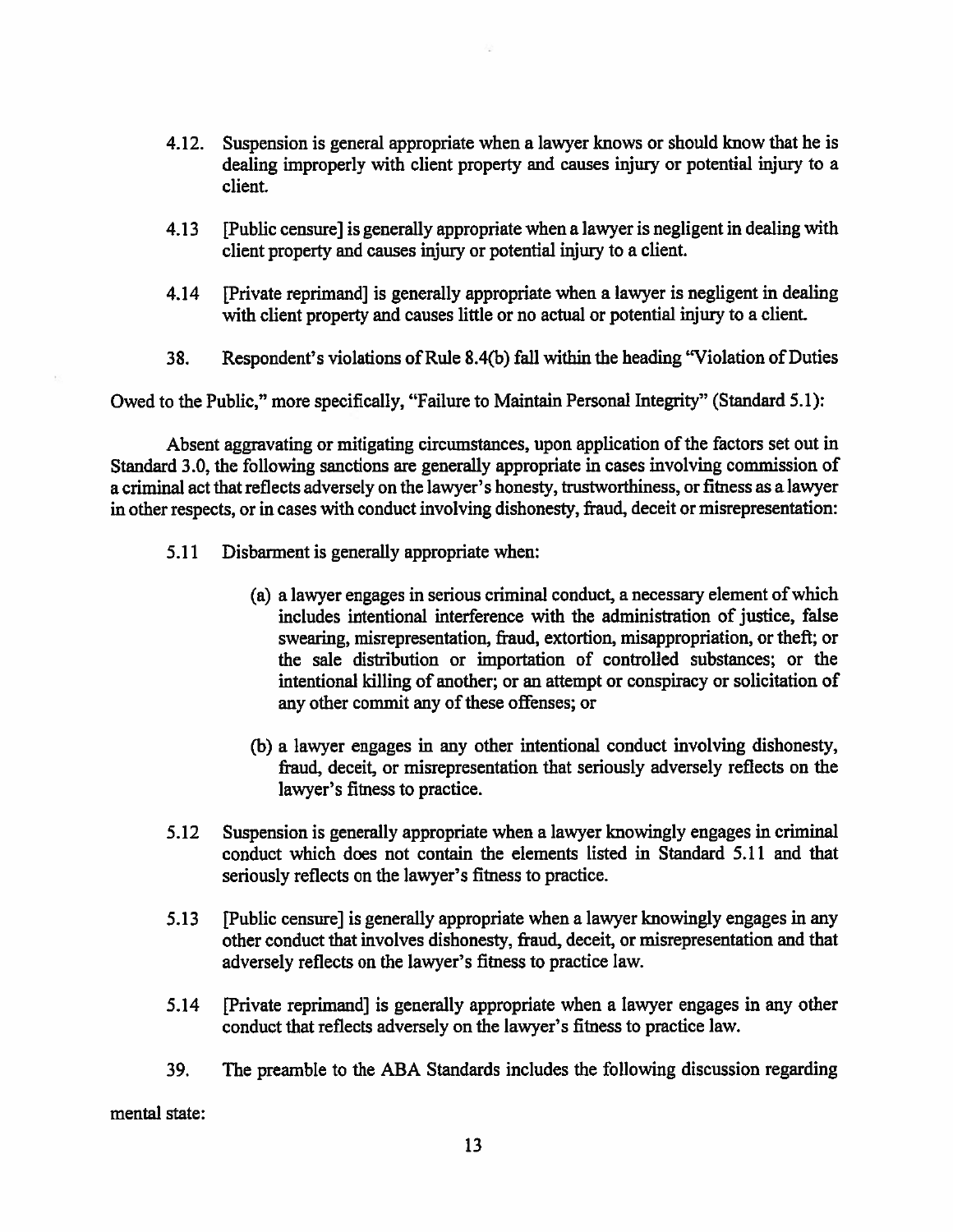4.12. Suspension is general appropriate when a lawyer knows or should know that he is dealing improperly with client property and causes injury or potential injury to a client.

4.13 [Public censure] is generally appropriate when a lawyer is negligent in dealing with client property and causes injury or potential injury to a client.

4.14 [Private reprimand] is generally appropriate when a lawyer is negligent in dealing with client property and causes little or no actual or potential injury to a client.

38. Respondent's violations of Rule 8.4(b) fall within the heading "Violation of Duties Owed to the Public," more specifically, "Failure to Maintain Personal Integrity" (Standard 5.1):

Absent aggravating or mitigating circumstances, upon application of the factors set out in Standard 3.0, the following sanctions are generally appropriate in cases involving commission of a criminal act that reflects adversely on the lawyer's honesty, trustworthiness, or fitness as a lawyer in other respects, or in cases with conduct involving dishonesty, fraud, deceit or misrepresentation:

5.11 Disbarment is generally appropriate when:

(a) a lawyer engages in serious criminal conduct, a necessary element of which includes intentional interference with the administration of justice, false swearing, misrepresentation, fraud, extortion, misappropriation, or theft; or the sale distribution or importation of controlled substances; or the intentional killing of another; or an attempt or conspiracy or solicitation of any other commit any of these offenses; or

(b) a lawyer engages in any other intentional conduct involving dishonesty, fraud, deceit, or misrepresentation that seriously adversely reflects on the lawyer's fitness to practice.

5.12 Suspension is generally appropriate when a lawyer knowingly engages in criminal conduct which does not contain the elements listed in Standard 5.11 and that seriously reflects on the lawyer's fitness to practice.

5.13 [Public censure] is generally appropriate when a lawyer knowingly engages in any other conduct that involves dishonesty, fraud, deceit, or misrepresentation and that adversely reflects on the lawyer's fitness to practice law.

5.14 [Private reprimand] is generally appropriate when a lawyer engages in any other conduct that reflects adversely on the lawyer's fitness to practice law.

39. The preamble to the ABA Standards includes the following discussion regarding mental state: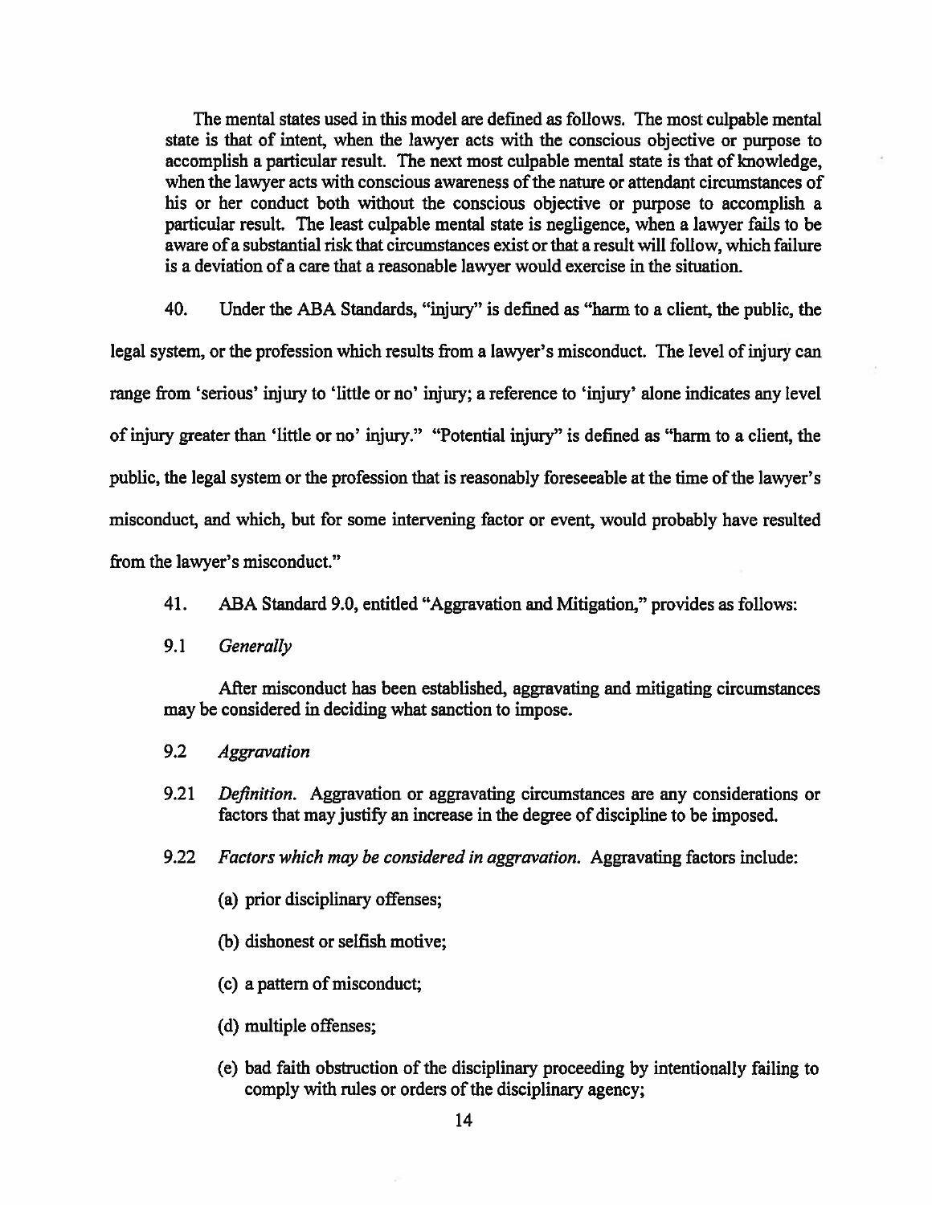The mental states used in this model are defined as follows. The most culpable mental state is that of intent, when the lawyer acts with the conscious objective or purpose to accomplish a particular result. The next most culpable mental state is that of knowledge, when the lawyer acts with conscious awareness of the nature or attendant circumstances of his or her conduct both without the conscious objective or purpose to accomplish a particular result. The least culpable mental state is negligence, when a lawyer fails to be aware of a substantial risk that circumstances exist or that a result will follow, which failure is a deviation of a care that a reasonable lawyer would exercise in the situation.

40. Under the ABA Standards, "injury" is defined as "harm to a client, the public, the legal system, or the profession which results from a lawyer's misconduct. The level of injury can range from 'serious' injury to 'little or no' injury; a reference to 'injury' alone indicates any level of injury greater than 'little or no' injury." "Potential injury" is defined as "harm to a client, the public, the legal system or the profession that is reasonably foreseeable at the time of the lawyer's misconduct, and which, but for some intervening factor or event, would probably have resulted from the lawyer's misconduct."

41. ABA Standard 9.0, entitled "Aggravation and Mitigation," provides as follows:

9.1 *Generally*

After misconduct has been established, aggravating and mitigating circumstances may be considered in deciding what sanction to impose.

9.2 *Aggravation*

9.21 *Definition.* Aggravation or aggravating circumstances are any considerations or factors that may justify an increase in the degree of discipline to be imposed.

9.22 *Factors which may be considered in aggravation.* Aggravating factors include:

(a) prior disciplinary offenses;

(b) dishonest or selfish motive;

(c) a pattern of misconduct;

(d) multiple offenses;

(e) bad faith obstruction of the disciplinary proceeding by intentionally failing to comply with rules or orders of the disciplinary agency;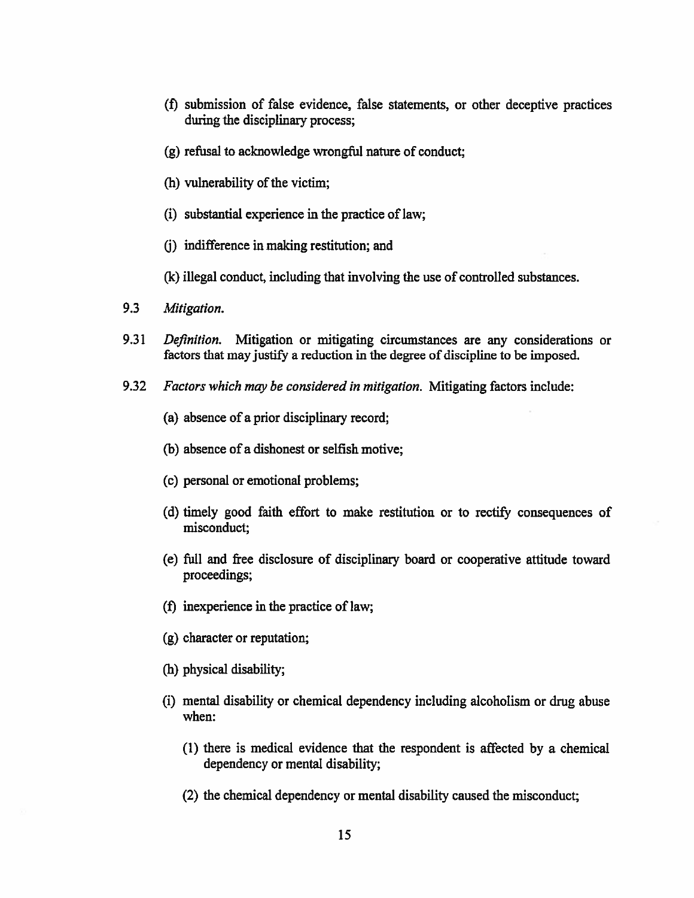(f) submission of false evidence, false statements, or other deceptive practices during the disciplinary process;

(g) refusal to acknowledge wrongful nature of conduct;

(h) vulnerability of the victim;

(i) substantial experience in the practice of law;

(j) indifference in making restitution; and

(k) illegal conduct, including that involving the use of controlled substances.

9.3 *Mitigation.*

9.31 *Definition.* Mitigation or mitigating circumstances are any considerations or factors that may justify a reduction in the degree of discipline to be imposed.

9.32 *Factors which may be considered in mitigation.* Mitigating factors include:

(a) absence of a prior disciplinary record;

(b) absence of a dishonest or selfish motive;

(c) personal or emotional problems;

(d) timely good faith effort to make restitution or to rectify consequences of misconduct;

(e) full and free disclosure of disciplinary board or cooperative attitude toward proceedings;

(f) inexperience in the practice of law;

(g) character or reputation;

(h) physical disability;

(i) mental disability or chemical dependency including alcoholism or drug abuse when:

(1) there is medical evidence that the respondent is affected by a chemical dependency or mental disability;

(2) the chemical dependency or mental disability caused the misconduct;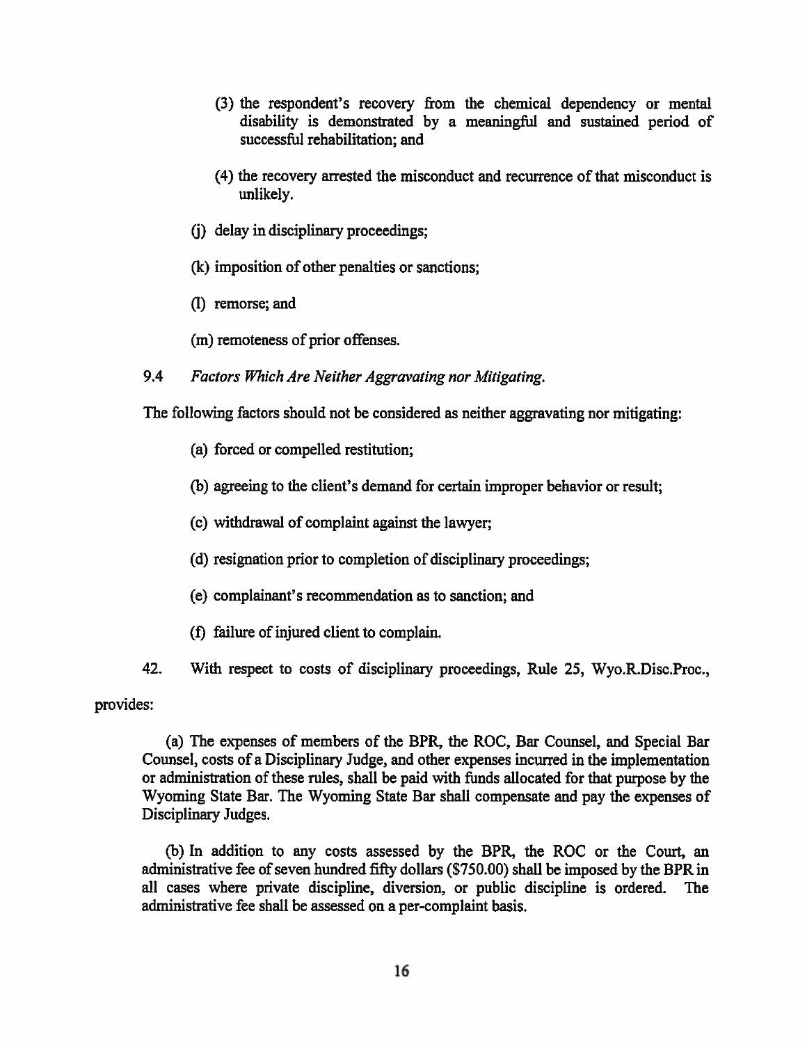(3) the respondent's recovery from the chemical dependency or mental disability is demonstrated by a meaningful and sustained period of successful rehabilitation; and

(4) the recovery arrested the misconduct and recurrence of that misconduct is unlikely.

(j) delay in disciplinary proceedings;

(k) imposition of other penalties or sanctions;

(l) remorse; and

(m) remoteness of prior offenses.

9.4 *Factors Which Are Neither Aggravating nor Mitigating.*

The following factors should not be considered as neither aggravating nor mitigating:

(a) forced or compelled restitution;

(b) agreeing to the client's demand for certain improper behavior or result;

(c) withdrawal of complaint against the lawyer;

(d) resignation prior to completion of disciplinary proceedings;

(e) complainant's recommendation as to sanction; and

(f) failure of injured client to complain.

42. With respect to costs of disciplinary proceedings, Rule 25, Wyo.R.Disc.Proc., provides:

> (a) The expenses of members of the BPR, the ROC, Bar Counsel, and Special Bar Counsel, costs of a Disciplinary Judge, and other expenses incurred in the implementation or administration of these rules, shall be paid with funds allocated for that purpose by the Wyoming State Bar. The Wyoming State Bar shall compensate and pay the expenses of Disciplinary Judges.
>
> (b) In addition to any costs assessed by the BPR, the ROC or the Court, an administrative fee of seven hundred fifty dollars ($750.00) shall be imposed by the BPR in all cases where private discipline, diversion, or public discipline is ordered. The administrative fee shall be assessed on a per-complaint basis.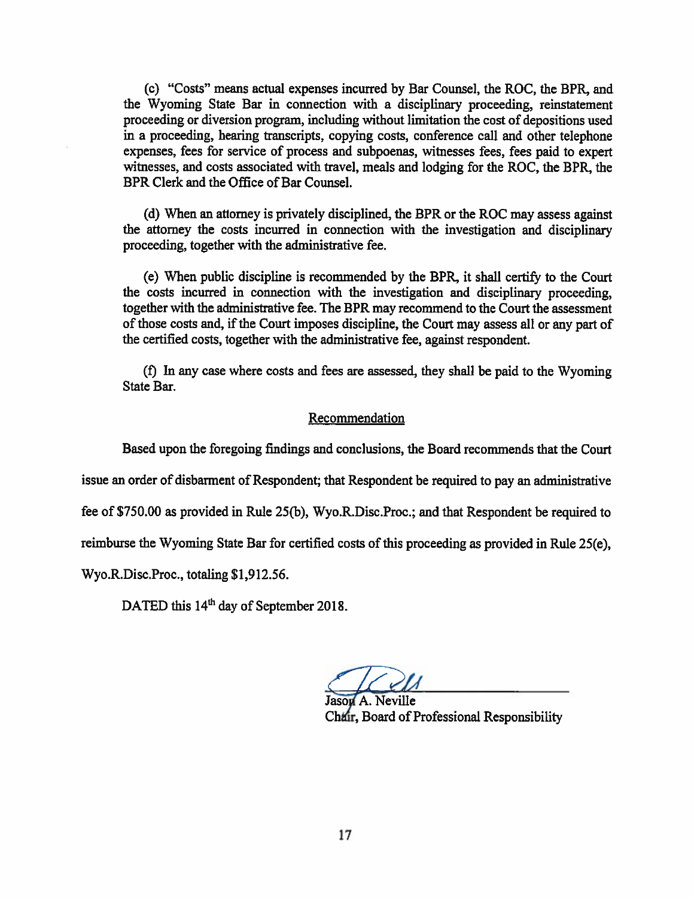(c) "Costs" means actual expenses incurred by Bar Counsel, the ROC, the BPR, and the Wyoming State Bar in connection with a disciplinary proceeding, reinstatement proceeding or diversion program, including without limitation the cost of depositions used in a proceeding, hearing transcripts, copying costs, conference call and other telephone expenses, fees for service of process and subpoenas, witnesses fees, fees paid to expert witnesses, and costs associated with travel, meals and lodging for the ROC, the BPR, the BPR Clerk and the Office of Bar Counsel.

(d) When an attorney is privately disciplined, the BPR or the ROC may assess against the attorney the costs incurred in connection with the investigation and disciplinary proceeding, together with the administrative fee.

(e) When public discipline is recommended by the BPR, it shall certify to the Court the costs incurred in connection with the investigation and disciplinary proceeding, together with the administrative fee. The BPR may recommend to the Court the assessment of those costs and, if the Court imposes discipline, the Court may assess all or any part of the certified costs, together with the administrative fee, against respondent.

(f) In any case where costs and fees are assessed, they shall be paid to the Wyoming State Bar.

## Recommendation

Based upon the foregoing findings and conclusions, the Board recommends that the Court issue an order of disbarment of Respondent; that Respondent be required to pay an administrative fee of $750.00 as provided in Rule 25(b), Wyo.R.Disc.Proc.; and that Respondent be required to reimburse the Wyoming State Bar for certified costs of this proceeding as provided in Rule 25(e), Wyo.R.Disc.Proc., totaling $1,912.56.

DATED this 14th day of September 2018.

Jason A. Neville
Chair, Board of Professional Responsibility